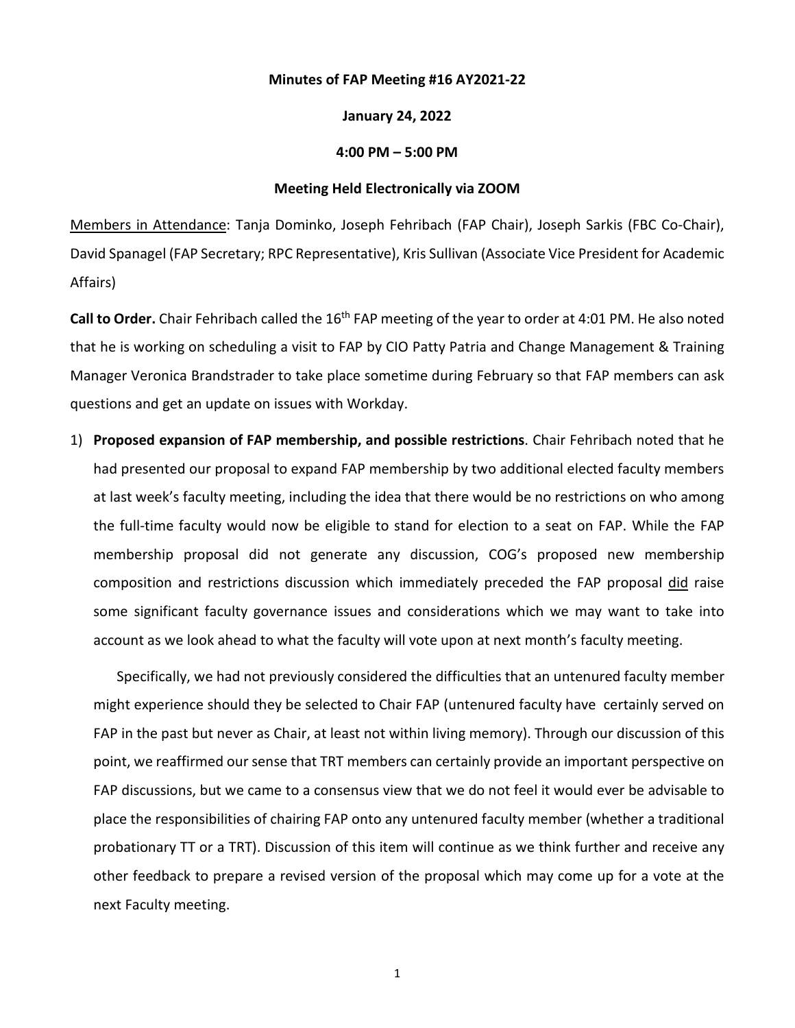**Minutes of FAP Meeting #16 AY2021-22**

**January 24, 2022**

**4:00 PM – 5:00 PM**

**Meeting Held Electronically via ZOOM**

Members in Attendance: Tanja Dominko, Joseph Fehribach (FAP Chair), Joseph Sarkis (FBC Co-Chair), David Spanagel (FAP Secretary; RPC Representative), Kris Sullivan (Associate Vice President for Academic Affairs)

**Call to Order.** Chair Fehribach called the 16th FAP meeting of the year to order at 4:01 PM. He also noted that he is working on scheduling a visit to FAP by CIO Patty Patria and Change Management & Training Manager Veronica Brandstrader to take place sometime during February so that FAP members can ask questions and get an update on issues with Workday.

1) **Proposed expansion of FAP membership, and possible restrictions**. Chair Fehribach noted that he had presented our proposal to expand FAP membership by two additional elected faculty members at last week's faculty meeting, including the idea that there would be no restrictions on who among the full-time faculty would now be eligible to stand for election to a seat on FAP. While the FAP membership proposal did not generate any discussion, COG's proposed new membership composition and restrictions discussion which immediately preceded the FAP proposal did raise some significant faculty governance issues and considerations which we may want to take into account as we look ahead to what the faculty will vote upon at next month's faculty meeting.

   Specifically, we had not previously considered the difficulties that an untenured faculty member might experience should they be selected to Chair FAP (untenured faculty have certainly served on FAP in the past but never as Chair, at least not within living memory). Through our discussion of this point, we reaffirmed our sense that TRT members can certainly provide an important perspective on FAP discussions, but we came to a consensus view that we do not feel it would ever be advisable to place the responsibilities of chairing FAP onto any untenured faculty member (whether a traditional probationary TT or a TRT). Discussion of this item will continue as we think further and receive any other feedback to prepare a revised version of the proposal which may come up for a vote at the next Faculty meeting.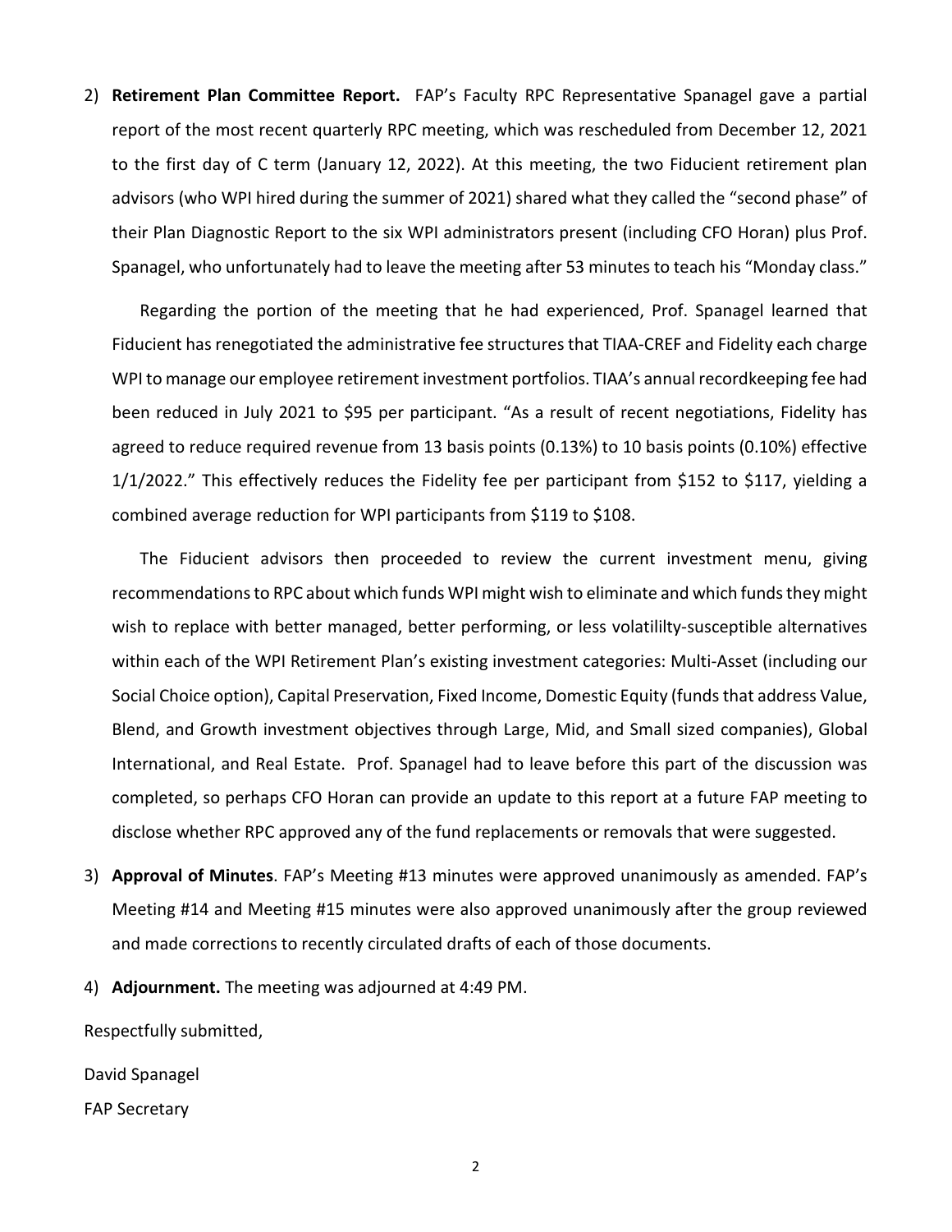2) **Retirement Plan Committee Report.** FAP's Faculty RPC Representative Spanagel gave a partial report of the most recent quarterly RPC meeting, which was rescheduled from December 12, 2021 to the first day of C term (January 12, 2022). At this meeting, the two Fiducient retirement plan advisors (who WPI hired during the summer of 2021) shared what they called the "second phase" of their Plan Diagnostic Report to the six WPI administrators present (including CFO Horan) plus Prof. Spanagel, who unfortunately had to leave the meeting after 53 minutes to teach his "Monday class."

   Regarding the portion of the meeting that he had experienced, Prof. Spanagel learned that Fiducient has renegotiated the administrative fee structures that TIAA-CREF and Fidelity each charge WPI to manage our employee retirement investment portfolios. TIAA's annual recordkeeping fee had been reduced in July 2021 to $95 per participant. "As a result of recent negotiations, Fidelity has agreed to reduce required revenue from 13 basis points (0.13%) to 10 basis points (0.10%) effective 1/1/2022." This effectively reduces the Fidelity fee per participant from $152 to $117, yielding a combined average reduction for WPI participants from $119 to $108.

   The Fiducient advisors then proceeded to review the current investment menu, giving recommendations to RPC about which funds WPI might wish to eliminate and which funds they might wish to replace with better managed, better performing, or less volatililty-susceptible alternatives within each of the WPI Retirement Plan's existing investment categories: Multi-Asset (including our Social Choice option), Capital Preservation, Fixed Income, Domestic Equity (funds that address Value, Blend, and Growth investment objectives through Large, Mid, and Small sized companies), Global International, and Real Estate. Prof. Spanagel had to leave before this part of the discussion was completed, so perhaps CFO Horan can provide an update to this report at a future FAP meeting to disclose whether RPC approved any of the fund replacements or removals that were suggested.

3) **Approval of Minutes**. FAP's Meeting #13 minutes were approved unanimously as amended. FAP's Meeting #14 and Meeting #15 minutes were also approved unanimously after the group reviewed and made corrections to recently circulated drafts of each of those documents.

4) **Adjournment.** The meeting was adjourned at 4:49 PM.

Respectfully submitted,

David Spanagel

FAP Secretary